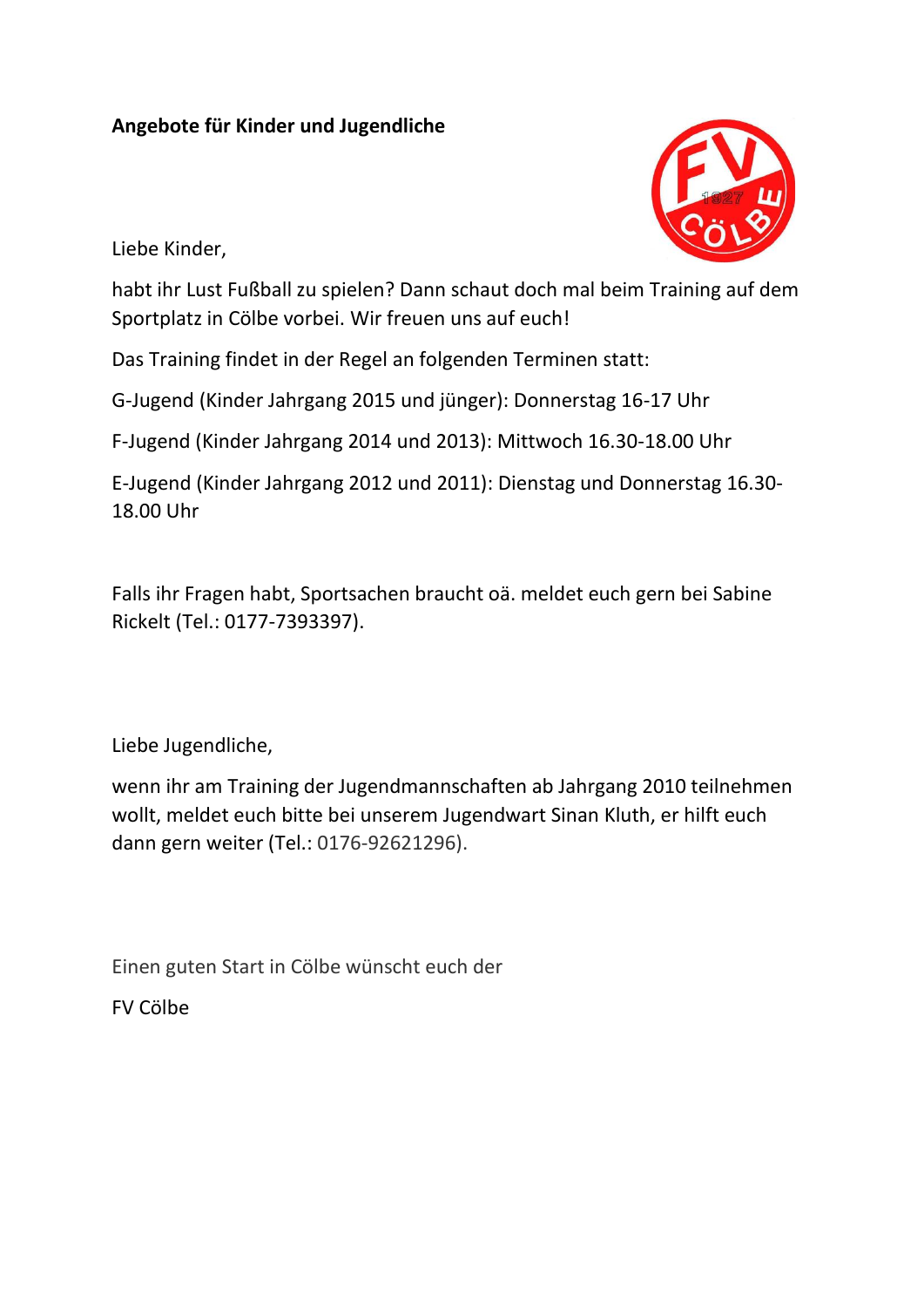**Angebote für Kinder und Jugendliche**

Liebe Kinder,

habt ihr Lust Fußball zu spielen? Dann schaut doch mal beim Training auf dem Sportplatz in Cölbe vorbei. Wir freuen uns auf euch!

Das Training findet in der Regel an folgenden Terminen statt:

G-Jugend (Kinder Jahrgang 2015 und jünger): Donnerstag 16-17 Uhr

F-Jugend (Kinder Jahrgang 2014 und 2013): Mittwoch 16.30-18.00 Uhr

E-Jugend (Kinder Jahrgang 2012 und 2011): Dienstag und Donnerstag 16.30-18.00 Uhr

Falls ihr Fragen habt, Sportsachen braucht oä. meldet euch gern bei Sabine Rickelt (Tel.: 0177-7393397).

Liebe Jugendliche,

wenn ihr am Training der Jugendmannschaften ab Jahrgang 2010 teilnehmen wollt, meldet euch bitte bei unserem Jugendwart Sinan Kluth, er hilft euch dann gern weiter (Tel.: 0176-92621296).

Einen guten Start in Cölbe wünscht euch der

FV Cölbe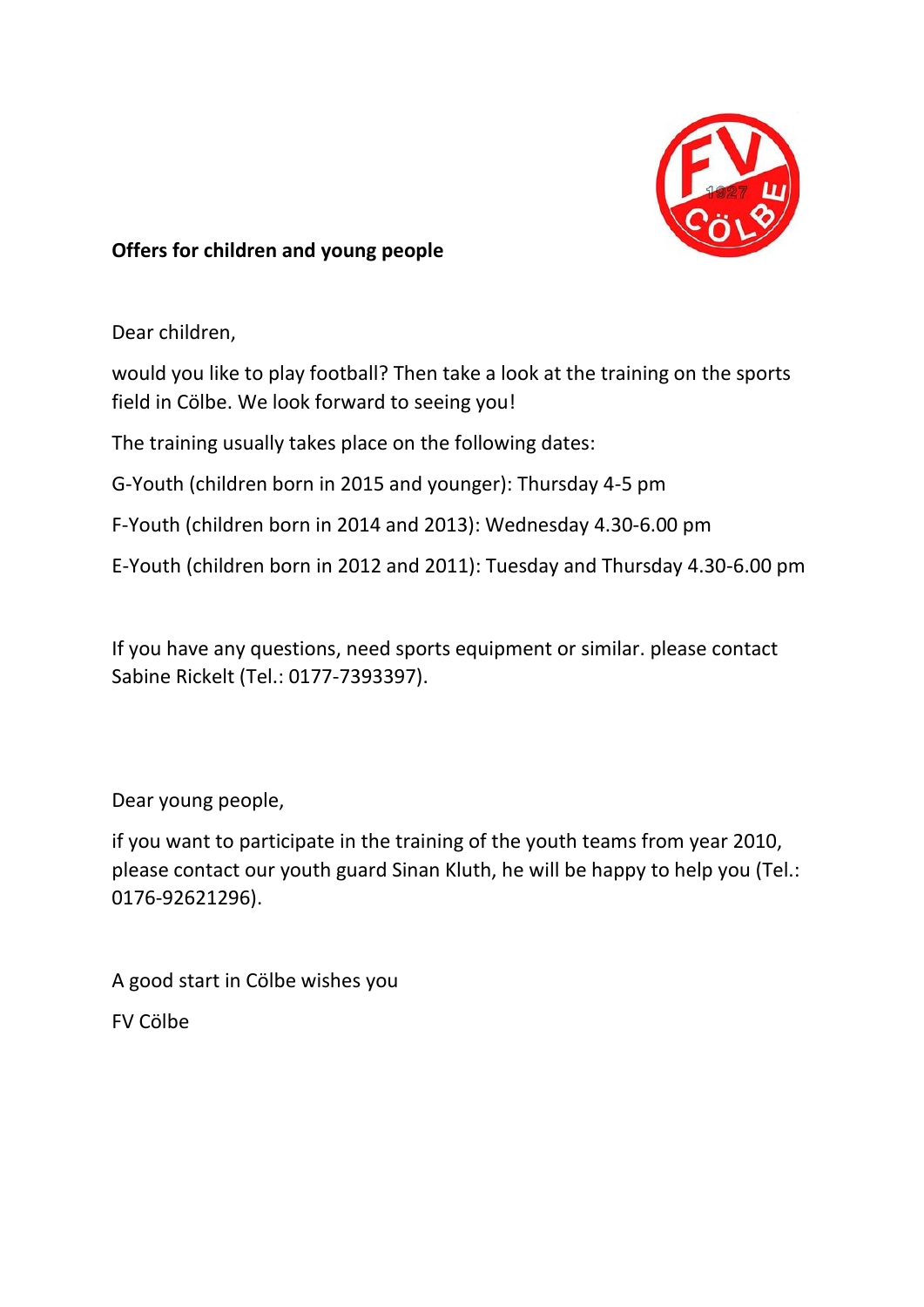**Offers for children and young people**

Dear children,

would you like to play football? Then take a look at the training on the sports field in Cölbe. We look forward to seeing you!

The training usually takes place on the following dates:

G-Youth (children born in 2015 and younger): Thursday 4-5 pm

F-Youth (children born in 2014 and 2013): Wednesday 4.30-6.00 pm

E-Youth (children born in 2012 and 2011): Tuesday and Thursday 4.30-6.00 pm

If you have any questions, need sports equipment or similar. please contact Sabine Rickelt (Tel.: 0177-7393397).

Dear young people,

if you want to participate in the training of the youth teams from year 2010, please contact our youth guard Sinan Kluth, he will be happy to help you (Tel.: 0176-92621296).

A good start in Cölbe wishes you

FV Cölbe